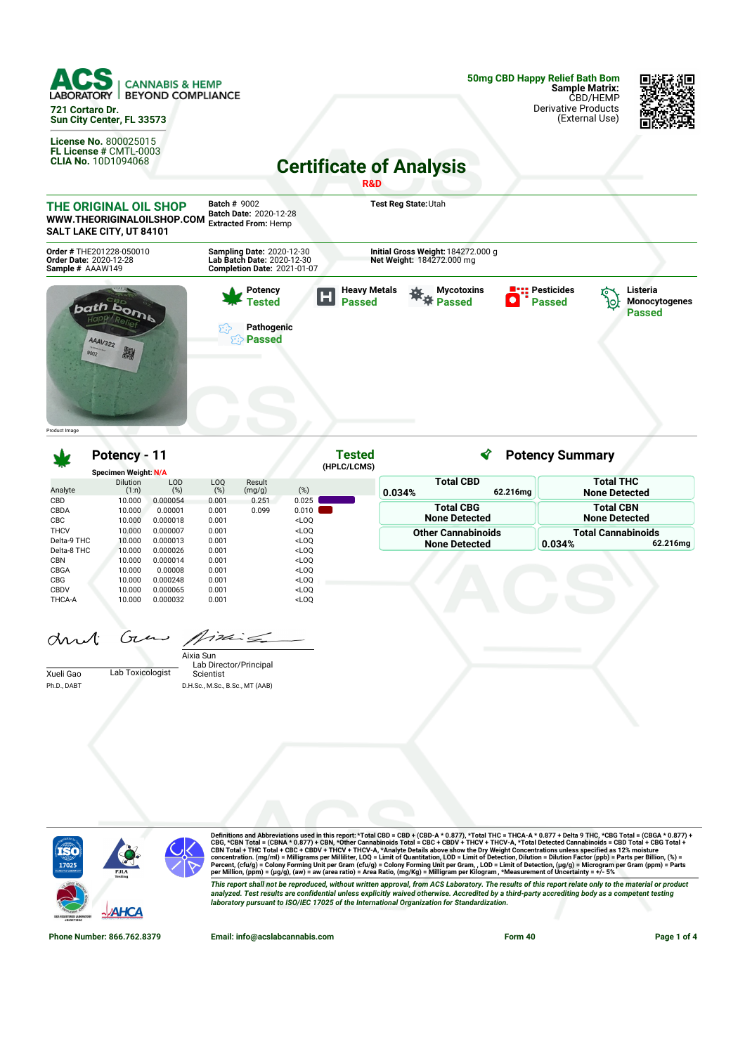**ACS LABORATORY** | CANNABIS & HEMP BEYOND COMPLIANCE

721 Cortaro Dr.
Sun City Center, FL 33573

**License No.** 800025015
**FL License #** CMTL-0003
**CLIA No.** 10D1094068

**50mg CBD Happy Relief Bath Bom**
**Sample Matrix:** CBD/HEMP
Derivative Products
(External Use)

# Certificate of Analysis

**R&D**

**THE ORIGINAL OIL SHOP**
WWW.THEORIGINALOILSHOP.COM
SALT LAKE CITY, UT 84101

**Batch #** 9002
**Batch Date:** 2020-12-28
**Extracted From:** Hemp

**Test Reg State:** Utah

**Order #** THE201228-050010
**Order Date:** 2020-12-28
**Sample #** AAAW149

**Sampling Date:** 2020-12-30
**Lab Batch Date:** 2020-12-30
**Completion Date:** 2021-01-07

**Initial Gross Weight:** 184272.000 g
**Net Weight:** 184272.000 mg

Product Image

| Test | Status |
|---|---|
| Potency | Tested |
| Heavy Metals | Passed |
| Mycotoxins | Passed |
| Pesticides | Passed |
| Listeria Monocytogenes | Passed |
| Pathogenic | Passed |

## Potency - 11

**Tested** (HPLC/LCMS)

Specimen Weight: N/A

| Analyte | Dilution (1:n) | LOD (%) | LOQ (%) | Result (mg/g) | (%) |
|---|---|---|---|---|---|
| CBD | 10.000 | 0.000054 | 0.001 | 0.251 | 0.025 |
| CBDA | 10.000 | 0.00001 | 0.001 | 0.099 | 0.010 |
| CBC | 10.000 | 0.000018 | 0.001 | | <LOQ |
| THCV | 10.000 | 0.000007 | 0.001 | | <LOQ |
| Delta-9 THC | 10.000 | 0.000013 | 0.001 | | <LOQ |
| Delta-8 THC | 10.000 | 0.000026 | 0.001 | | <LOQ |
| CBN | 10.000 | 0.000014 | 0.001 | | <LOQ |
| CBGA | 10.000 | 0.00008 | 0.001 | | <LOQ |
| CBG | 10.000 | 0.000248 | 0.001 | | <LOQ |
| CBDV | 10.000 | 0.000065 | 0.001 | | <LOQ |
| THCA-A | 10.000 | 0.000032 | 0.001 | | <LOQ |

## Potency Summary

| | |
|---|---|
| **Total CBD** 0.034% 62.216mg | **Total THC** None Detected |
| **Total CBG** None Detected | **Total CBN** None Detected |
| **Other Cannabinoids** None Detected | **Total Cannabinoids** 0.034% 62.216mg |

Xueli Gao, Ph.D., DABT — Lab Toxicologist

Aixia Sun, D.H.Sc., M.Sc., B.Sc., MT (AAB) — Lab Director/Principal Scientist

Definitions and Abbreviations used in this report: *Total CBD = CBD + (CBD-A * 0.877), *Total THC = THCA-A * 0.877 + Delta 9 THC, *CBG Total = (CBGA * 0.877) + CBG, *CBN Total = (CBNA * 0.877) + CBN, *Other Cannabinoids Total = CBC + CBDV + THCV + THCV-A, *Total Detected Cannabinoids = CBD Total + CBG Total + CBN Total + THC Total + CBC + CBDV + THCV + THCV-A, *Analyte Details above show the Dry Weight Concentrations unless specified as 12% moisture concentration. (mg/ml) = Milligrams per Milliliter, LOQ = Limit of Quantitation, LOD = Limit of Detection, Dilution = Dilution Factor (ppb) = Parts per Billion, (%) = Percent, (cfu/g) = Colony Forming Unit per Gram (cfu/g) = Colony Forming Unit per Gram, , LOD = Limit of Detection, (µg/g) = Microgram per Gram (ppm) = Parts per Million, (ppm) = (µg/g), (aw) = aw (area ratio) = Area Ratio, (mg/Kg) = Milligram per Kilogram , *Measurement of Uncertainty = +/- 5%

*This report shall not be reproduced, without written approval, from ACS Laboratory. The results of this report relate only to the material or product analyzed. Test results are confidential unless explicitly waived otherwise. Accredited by a third-party accrediting body as a competent testing laboratory pursuant to ISO/IEC 17025 of the International Organization for Standardization.*

Phone Number: 866.762.8379 Email: info@acslabcannabis.com Form 40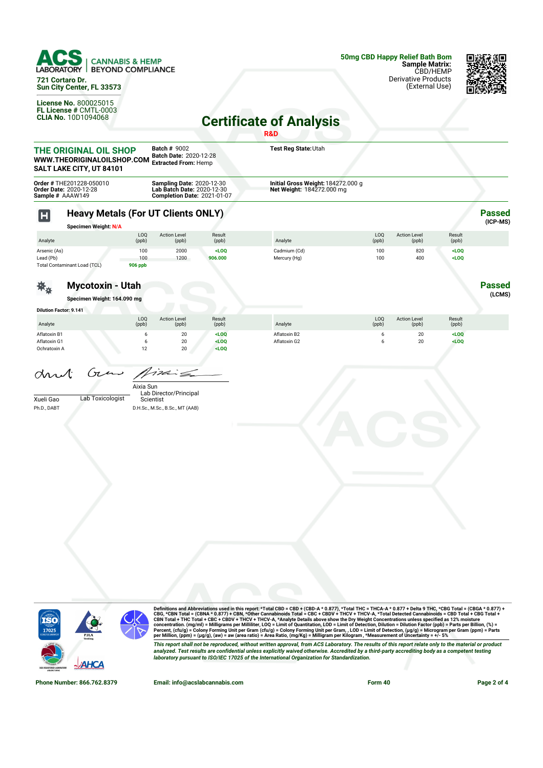**ACS LABORATORY** | CANNABIS & HEMP BEYOND COMPLIANCE

721 Cortaro Dr.
Sun City Center, FL 33573

**License No.** 800025015
**FL License #** CMTL-0003
**CLIA No.** 10D1094068

**50mg CBD Happy Relief Bath Bom**
**Sample Matrix:** CBD/HEMP Derivative Products (External Use)

# Certificate of Analysis

R&D

**THE ORIGINAL OIL SHOP**
**WWW.THEORIGINALOILSHOP.COM**
**SALT LAKE CITY, UT 84101**

**Batch #** 9002
**Batch Date:** 2020-12-28
**Extracted From:** Hemp

**Test Reg State:** Utah

**Order #** THE201228-050010
**Order Date:** 2020-12-28
**Sample #** AAAW149

**Sampling Date:** 2020-12-30
**Lab Batch Date:** 2020-12-30
**Completion Date:** 2021-01-07

**Initial Gross Weight:** 184272.000 g
**Net Weight:** 184272.000 mg

## Heavy Metals (For UT Clients ONLY)

**Passed** (ICP-MS)

**Specimen Weight:** N/A

| Analyte | LOQ (ppb) | Action Level (ppb) | Result (ppb) | Analyte | LOQ (ppb) | Action Level (ppb) | Result (ppb) |
|---|---|---|---|---|---|---|---|
| Arsenic (As) | 100 | 2000 | <LOQ | Cadmium (Cd) | 100 | 820 | <LOQ |
| Lead (Pb) | 100 | 1200 | 906.000 | Mercury (Hg) | 100 | 400 | <LOQ |
| Total Contaminant Load (TCL) | 906 ppb | | | | | | |

## Mycotoxin - Utah

**Passed** (LCMS)

**Specimen Weight:** 164.090 mg

**Dilution Factor:** 9.141

| Analyte | LOQ (ppb) | Action Level (ppb) | Result (ppb) | Analyte | LOQ (ppb) | Action Level (ppb) | Result (ppb) |
|---|---|---|---|---|---|---|---|
| Aflatoxin B1 | 6 | 20 | <LOQ | Aflatoxin B2 | 6 | 20 | <LOQ |
| Aflatoxin G1 | 6 | 20 | <LOQ | Aflatoxin G2 | 6 | 20 | <LOQ |
| Ochratoxin A | 12 | 20 | <LOQ | | | | |

Xueli Gao — Lab Toxicologist
Ph.D., DABT

Aixia Sun — Lab Director/Principal Scientist
D.H.Sc., M.Sc., B.Sc., MT (AAB)

Definitions and Abbreviations used in this report: *Total CBD = CBD + (CBD-A * 0.877), *Total THC = THCA-A * 0.877 + Delta 9 THC, *CBG Total = (CBGA * 0.877) + CBG, *CBN Total = (CBNA * 0.877) + CBN, *Other Cannabinoids Total = CBC + CBDV + THCV + THCV-A, *Total Detected Cannabinoids = CBD Total + CBG Total + CBN Total + THC Total + CBC + CBDV + THCV + THCV-A, *Analyte Details above show the Dry Weight Concentrations unless specified as 12% moisture concentration. (mg/ml) = Milligrams per Milliliter, LOQ = Limit of Quantitation, LOD = Limit of Detection, Dilution = Dilution Factor (ppb) = Parts per Billion, (%) = Percent, (cfu/g) = Colony Forming Unit per Gram (cfu/g) = Colony Forming Unit per Gram, , LOD = Limit of Detection, (µg/g) = Microgram per Gram (ppm) = Parts per Million, (ppm) = (µg/g), (aw) = aw (area ratio) = Area Ratio, (mg/Kg) = Milligram per Kilogram , *Measurement of Uncertainty = +/- 5%

*This report shall not be reproduced, without written approval, from ACS Laboratory. The results of this report relate only to the material or product analyzed. Test results are confidential unless explicitly waived otherwise. Accredited by a third-party accrediting body as a competent testing laboratory pursuant to ISO/IEC 17025 of the International Organization for Standardization.*

Phone Number: 866.762.8379 | Email: info@acslabcannabis.com | Form 40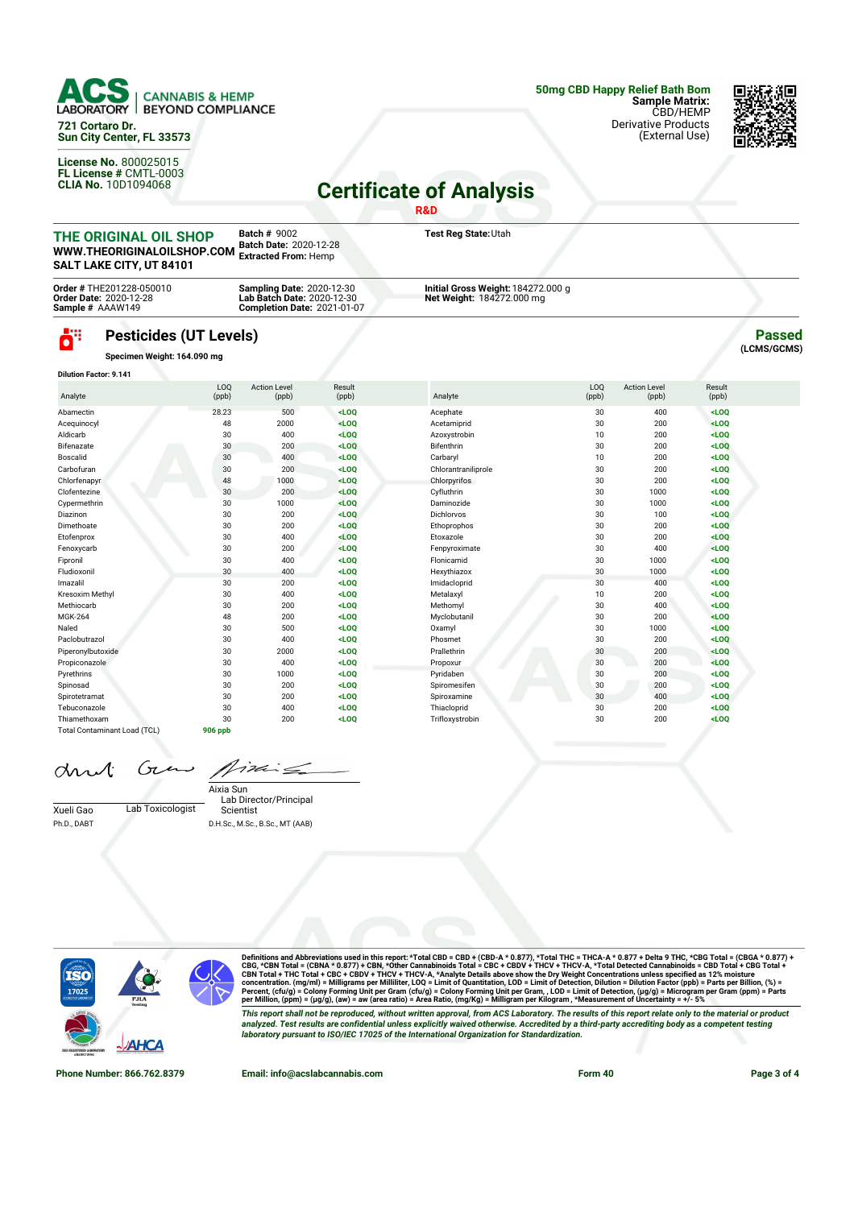ACS LABORATORY | CANNABIS & HEMP BEYOND COMPLIANCE

721 Cortaro Dr.
Sun City Center, FL 33573

**License No.** 800025015
**FL License #** CMTL-0003
**CLIA No.** 10D1094068

**50mg CBD Happy Relief Bath Bom**
**Sample Matrix:** CBD/HEMP
Derivative Products
(External Use)

# Certificate of Analysis

**R&D**

**THE ORIGINAL OIL SHOP**
**WWW.THEORIGINALOILSHOP.COM**
**SALT LAKE CITY, UT 84101**

**Batch #** 9002
**Batch Date:** 2020-12-28
**Extracted From:** Hemp

**Test Reg State:** Utah

**Order #** THE201228-050010
**Order Date:** 2020-12-28
**Sample #** AAAW149

**Sampling Date:** 2020-12-30
**Lab Batch Date:** 2020-12-30
**Completion Date:** 2021-01-07

**Initial Gross Weight:** 184272.000 g
**Net Weight:** 184272.000 mg

## Pesticides (UT Levels)

**Passed**
**(LCMS/GCMS)**

**Specimen Weight: 164.090 mg**

**Dilution Factor: 9.141**

| Analyte | LOQ (ppb) | Action Level (ppb) | Result (ppb) | Analyte | LOQ (ppb) | Action Level (ppb) | Result (ppb) |
|---|---|---|---|---|---|---|---|
| Abamectin | 28.23 | 500 | <LOQ | Acephate | 30 | 400 | <LOQ |
| Acequinocyl | 48 | 2000 | <LOQ | Acetamiprid | 30 | 200 | <LOQ |
| Aldicarb | 30 | 400 | <LOQ | Azoxystrobin | 10 | 200 | <LOQ |
| Bifenazate | 30 | 200 | <LOQ | Bifenthrin | 30 | 200 | <LOQ |
| Boscalid | 30 | 400 | <LOQ | Carbaryl | 10 | 200 | <LOQ |
| Carbofuran | 30 | 200 | <LOQ | Chlorantraniliprole | 30 | 200 | <LOQ |
| Chlorfenapyr | 48 | 1000 | <LOQ | Chlorpyrifos | 30 | 200 | <LOQ |
| Clofentezine | 30 | 200 | <LOQ | Cyfluthrin | 30 | 1000 | <LOQ |
| Cypermethrin | 30 | 1000 | <LOQ | Daminozide | 30 | 1000 | <LOQ |
| Diazinon | 30 | 200 | <LOQ | Dichlorvos | 30 | 100 | <LOQ |
| Dimethoate | 30 | 200 | <LOQ | Ethoprophos | 30 | 200 | <LOQ |
| Etofenprox | 30 | 400 | <LOQ | Etoxazole | 30 | 200 | <LOQ |
| Fenoxycarb | 30 | 200 | <LOQ | Fenpyroximate | 30 | 400 | <LOQ |
| Fipronil | 30 | 400 | <LOQ | Flonicamid | 30 | 1000 | <LOQ |
| Fludioxonil | 30 | 400 | <LOQ | Hexythiazox | 30 | 1000 | <LOQ |
| Imazalil | 30 | 200 | <LOQ | Imidacloprid | 30 | 400 | <LOQ |
| Kresoxim Methyl | 30 | 400 | <LOQ | Metalaxyl | 10 | 200 | <LOQ |
| Methiocarb | 30 | 200 | <LOQ | Methomyl | 30 | 400 | <LOQ |
| MGK-264 | 48 | 200 | <LOQ | Myclobutanil | 30 | 200 | <LOQ |
| Naled | 30 | 500 | <LOQ | Oxamyl | 30 | 1000 | <LOQ |
| Paclobutrazol | 30 | 400 | <LOQ | Phosmet | 30 | 200 | <LOQ |
| Piperonylbutoxide | 30 | 2000 | <LOQ | Prallethrin | 30 | 200 | <LOQ |
| Propiconazole | 30 | 400 | <LOQ | Propoxur | 30 | 200 | <LOQ |
| Pyrethrins | 30 | 1000 | <LOQ | Pyridaben | 30 | 200 | <LOQ |
| Spinosad | 30 | 200 | <LOQ | Spiromesifen | 30 | 200 | <LOQ |
| Spirotetramat | 30 | 200 | <LOQ | Spiroxamine | 30 | 400 | <LOQ |
| Tebuconazole | 30 | 400 | <LOQ | Thiacloprid | 30 | 200 | <LOQ |
| Thiamethoxam | 30 | 200 | <LOQ | Trifloxystrobin | 30 | 200 | <LOQ |
| Total Contaminant Load (TCL) | 906 ppb | | | | | | |

Xueli Gao, Ph.D., DABT — Lab Toxicologist

Aixia Sun, D.H.Sc., M.Sc., B.Sc., MT (AAB) — Lab Director/Principal Scientist

Definitions and Abbreviations used in this report: *Total CBD = CBD + (CBD-A * 0.877), *Total THC = THCA-A * 0.877 + Delta 9 THC, *CBG Total = (CBGA * 0.877) + CBG, *CBN Total = (CBNA * 0.877) + CBN, *Other Cannabinoids Total = CBC + CBDV + THCV + THCV-A, *Total Detected Cannabinoids = CBD Total + CBG Total + CBN Total + THC Total + CBC + CBDV + THCV + THCV-A, *Analyte Details above show the Dry Weight Concentrations unless specified as 12% moisture concentration. (mg/ml) = Milligrams per Milliliter, LOQ = Limit of Quantitation, LOD = Limit of Detection, Dilution = Dilution Factor (ppb) = Parts per Billion, (%) = Percent, (cfu/g) = Colony Forming Unit per Gram (cfu/g) = Colony Forming Unit per Gram, , LOD = Limit of Detection, (µg/g) = Microgram per Gram (ppm) = Parts per Million, (ppm) = (µg/g), (aw) = aw (area ratio) = Area Ratio, (mg/Kg) = Milligram per Kilogram , *Measurement of Uncertainty = +/- 5%

*This report shall not be reproduced, without written approval, from ACS Laboratory. The results of this report relate only to the material or product analyzed. Test results are confidential unless explicitly waived otherwise. Accredited by a third-party accrediting body as a competent testing laboratory pursuant to ISO/IEC 17025 of the International Organization for Standardization.*

Phone Number: 866.762.8379 | Email: info@acslabcannabis.com | Form 40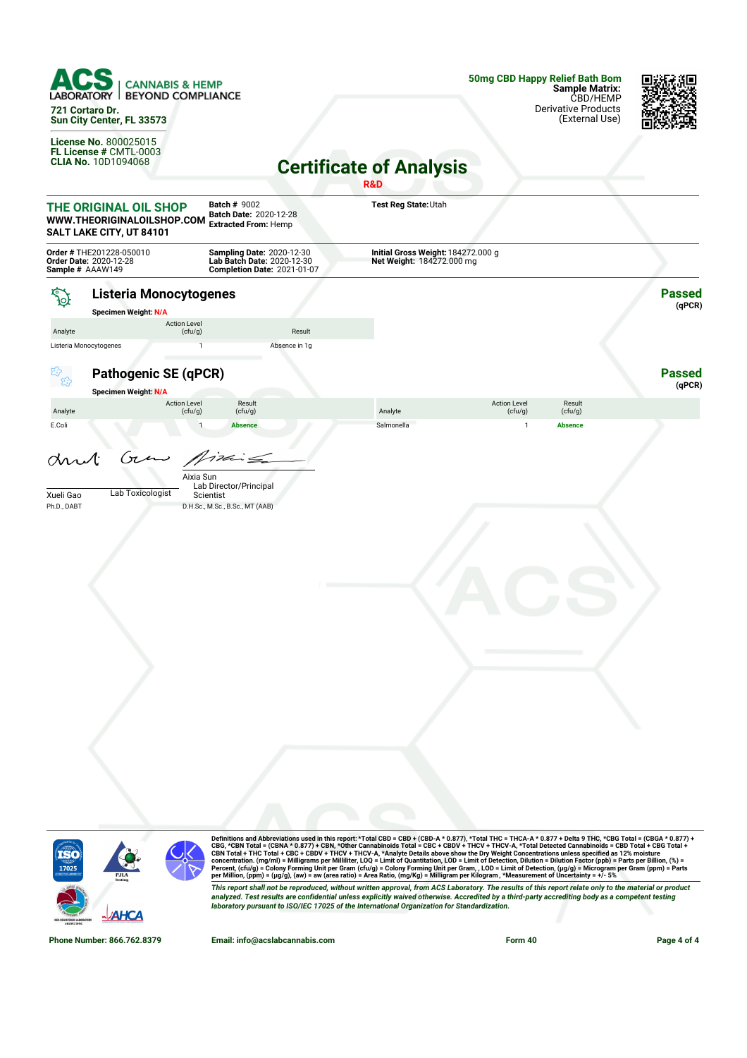**ACS LABORATORY | CANNABIS & HEMP BEYOND COMPLIANCE**

721 Cortaro Dr.
Sun City Center, FL 33573

**License No.** 800025015
**FL License #** CMTL-0003
**CLIA No.** 10D1094068

**50mg CBD Happy Relief Bath Bom**
**Sample Matrix:**
CBD/HEMP
Derivative Products
(External Use)

# Certificate of Analysis

**R&D**

**THE ORIGINAL OIL SHOP**
**WWW.THEORIGINALOILSHOP.COM**
**SALT LAKE CITY, UT 84101**

**Batch #** 9002
**Batch Date:** 2020-12-28
**Extracted From:** Hemp

**Test Reg State:** Utah

**Order #** THE201228-050010
**Order Date:** 2020-12-28
**Sample #** AAAW149

**Sampling Date:** 2020-12-30
**Lab Batch Date:** 2020-12-30
**Completion Date:** 2021-01-07

**Initial Gross Weight:** 184272.000 g
**Net Weight:** 184272.000 mg

## Listeria Monocytogenes

**Passed** (qPCR)

**Specimen Weight:** N/A

| Analyte | Action Level (cfu/g) | Result |
|---|---|---|
| Listeria Monocytogenes | 1 | Absence in 1g |

## Pathogenic SE (qPCR)

**Passed** (qPCR)

**Specimen Weight:** N/A

| Analyte | Action Level (cfu/g) | Result (cfu/g) | Analyte | Action Level (cfu/g) | Result (cfu/g) |
|---|---|---|---|---|---|
| E.Coli | 1 | **Absence** | Salmonella | 1 | **Absence** |

Xueli Gao
Ph.D., DABT
Lab Toxicologist

Aixia Sun
Lab Director/Principal Scientist
D.H.Sc., M.Sc., B.Sc., MT (AAB)

**Definitions and Abbreviations used in this report:** *Total CBD = CBD + (CBD-A * 0.877), *Total THC = THCA-A * 0.877 + Delta 9 THC, *CBG Total = (CBGA * 0.877) + CBG, *CBN Total = (CBNA * 0.877) + CBN, *Other Cannabinoids Total = CBC + CBDV + THCV + THCV-A, *Total Detected Cannabinoids = CBD Total + CBG Total + CBN Total + THC Total + CBC + CBDV + THCV + THCV-A, *Analyte Details above show the Dry Weight Concentrations unless specified as 12% moisture concentration. (mg/ml) = Milligrams per Milliliter, LOQ = Limit of Quantitation, LOD = Limit of Detection, Dilution = Dilution Factor (ppb) = Parts per Billion, (%) = Percent, (cfu/g) = Colony Forming Unit per Gram (cfu/g) = Colony Forming Unit per Gram, , LOD = Limit of Detection, (µg/g) = Microgram per Gram (ppm) = Parts per Million, (ppm) = (µg/g), (aw) = aw (area ratio) = Area Ratio, (mg/Kg) = Milligram per Kilogram , *Measurement of Uncertainty = +/- 5%

*This report shall not be reproduced, without written approval, from ACS Laboratory. The results of this report relate only to the material or product analyzed. Test results are confidential unless explicitly waived otherwise. Accredited by a third-party accrediting body as a competent testing laboratory pursuant to ISO/IEC 17025 of the International Organization for Standardization.*

**Phone Number: 866.762.8379** **Email: info@acslabcannabis.com** **Form 40**